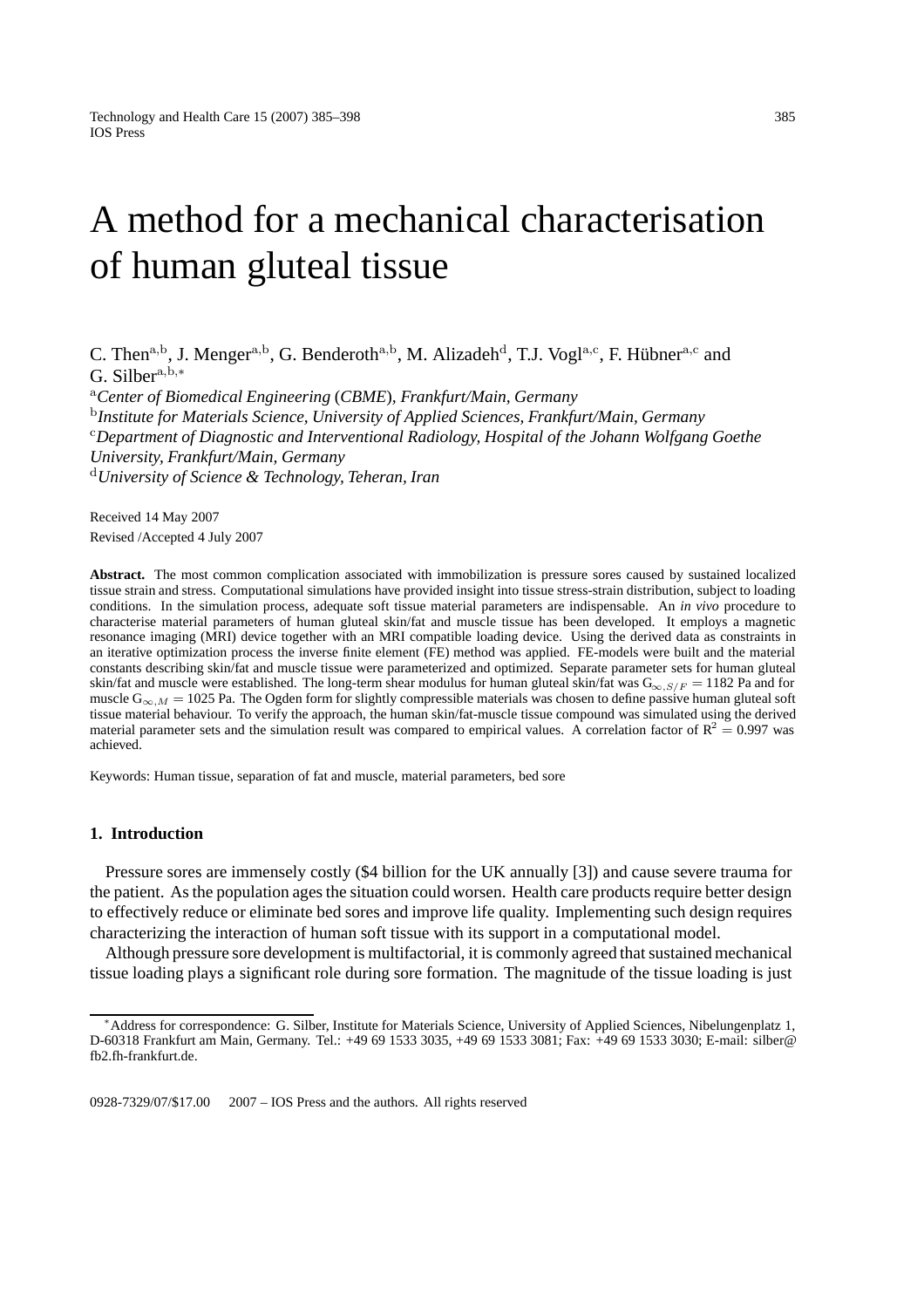# A method for a mechanical characterisation of human gluteal tissue

C. Then[a,b], J. Menger[a,b], G. Benderoth[a,b], M. Alizadeh[d], T.J. Vogl[a,c], F. Hübner[a,c] and G. Silber[a,b,*]

[a]*Center of Biomedical Engineering (CBME), Frankfurt/Main, Germany*
[b]*Institute for Materials Science, University of Applied Sciences, Frankfurt/Main, Germany*
[c]*Department of Diagnostic and Interventional Radiology, Hospital of the Johann Wolfgang Goethe University, Frankfurt/Main, Germany*
[d]*University of Science & Technology, Teheran, Iran*

Received 14 May 2007
Revised /Accepted 4 July 2007

**Abstract.** The most common complication associated with immobilization is pressure sores caused by sustained localized tissue strain and stress. Computational simulations have provided insight into tissue stress-strain distribution, subject to loading conditions. In the simulation process, adequate soft tissue material parameters are indispensable. An *in vivo* procedure to characterise material parameters of human gluteal skin/fat and muscle tissue has been developed. It employs a magnetic resonance imaging (MRI) device together with an MRI compatible loading device. Using the derived data as constraints in an iterative optimization process the inverse finite element (FE) method was applied. FE-models were built and the material constants describing skin/fat and muscle tissue were parameterized and optimized. Separate parameter sets for human gluteal skin/fat and muscle were established. The long-term shear modulus for human gluteal skin/fat was $G_{\infty,S/F} = 1182$ Pa and for muscle $G_{\infty,M} = 1025$ Pa. The Ogden form for slightly compressible materials was chosen to define passive human gluteal soft tissue material behaviour. To verify the approach, the human skin/fat-muscle tissue compound was simulated using the derived material parameter sets and the simulation result was compared to empirical values. A correlation factor of $R^2 = 0.997$ was achieved.

Keywords: Human tissue, separation of fat and muscle, material parameters, bed sore

## 1. Introduction

Pressure sores are immensely costly ($4 billion for the UK annually [3]) and cause severe trauma for the patient. As the population ages the situation could worsen. Health care products require better design to effectively reduce or eliminate bed sores and improve life quality. Implementing such design requires characterizing the interaction of human soft tissue with its support in a computational model.

Although pressure sore development is multifactorial, it is commonly agreed that sustained mechanical tissue loading plays a significant role during sore formation. The magnitude of the tissue loading is just

*Address for correspondence: G. Silber, Institute for Materials Science, University of Applied Sciences, Nibelungenplatz 1, D-60318 Frankfurt am Main, Germany. Tel.: +49 69 1533 3035, +49 69 1533 3081; Fax: +49 69 1533 3030; E-mail: silber@fb2.fh-frankfurt.de.

0928-7329/07/$17.00 2007 – IOS Press and the authors. All rights reserved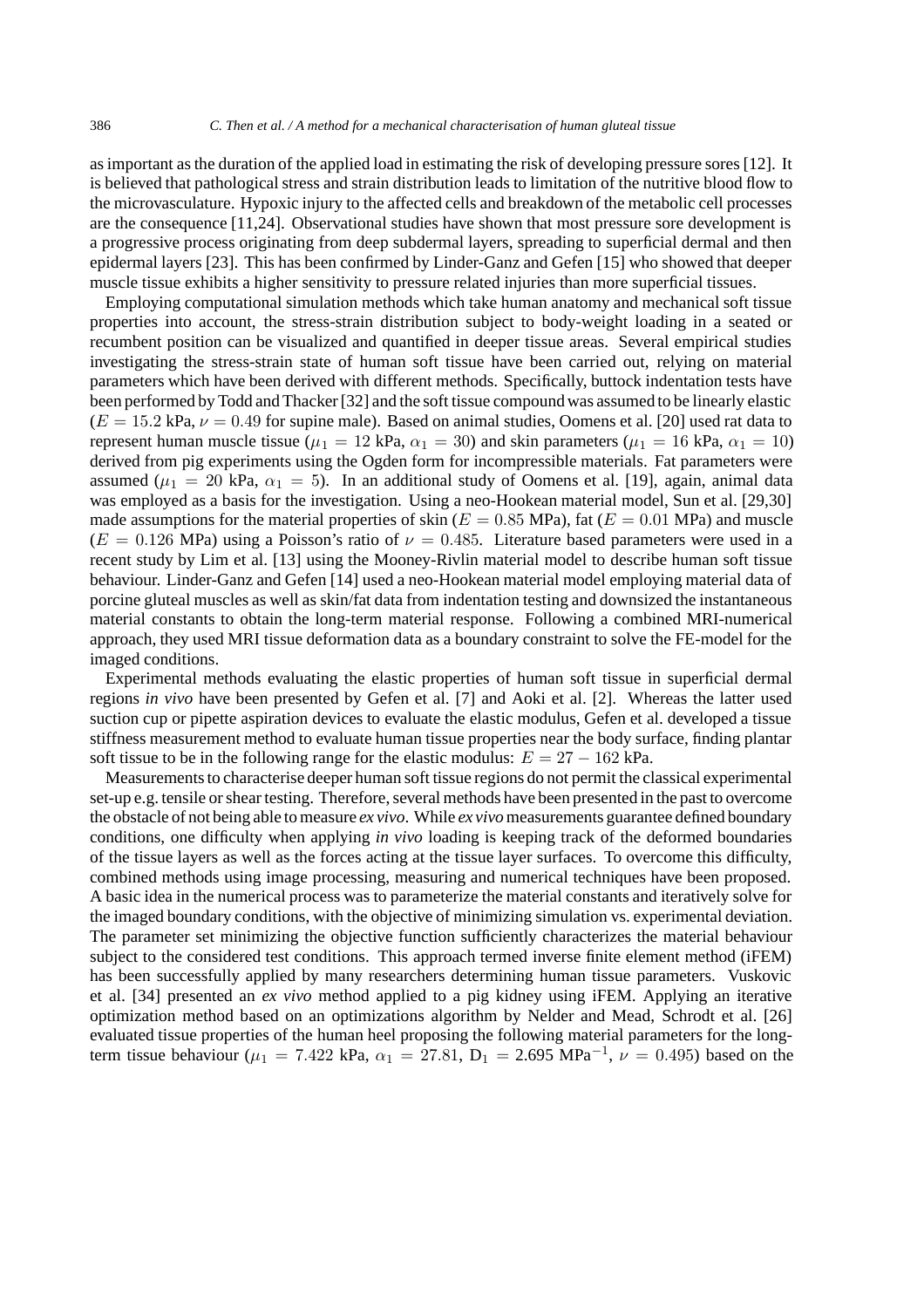as important as the duration of the applied load in estimating the risk of developing pressure sores [12]. It is believed that pathological stress and strain distribution leads to limitation of the nutritive blood flow to the microvasculature. Hypoxic injury to the affected cells and breakdown of the metabolic cell processes are the consequence [11,24]. Observational studies have shown that most pressure sore development is a progressive process originating from deep subdermal layers, spreading to superficial dermal and then epidermal layers [23]. This has been confirmed by Linder-Ganz and Gefen [15] who showed that deeper muscle tissue exhibits a higher sensitivity to pressure related injuries than more superficial tissues.

Employing computational simulation methods which take human anatomy and mechanical soft tissue properties into account, the stress-strain distribution subject to body-weight loading in a seated or recumbent position can be visualized and quantified in deeper tissue areas. Several empirical studies investigating the stress-strain state of human soft tissue have been carried out, relying on material parameters which have been derived with different methods. Specifically, buttock indentation tests have been performed by Todd and Thacker [32] and the soft tissue compound was assumed to be linearly elastic ($E = 15.2$ kPa, $\nu = 0.49$ for supine male). Based on animal studies, Oomens et al. [20] used rat data to represent human muscle tissue ($\mu_1 = 12$ kPa, $\alpha_1 = 30$) and skin parameters ($\mu_1 = 16$ kPa, $\alpha_1 = 10$) derived from pig experiments using the Ogden form for incompressible materials. Fat parameters were assumed ($\mu_1 = 20$ kPa, $\alpha_1 = 5$). In an additional study of Oomens et al. [19], again, animal data was employed as a basis for the investigation. Using a neo-Hookean material model, Sun et al. [29,30] made assumptions for the material properties of skin ($E = 0.85$ MPa), fat ($E = 0.01$ MPa) and muscle ($E = 0.126$ MPa) using a Poisson's ratio of $\nu = 0.485$. Literature based parameters were used in a recent study by Lim et al. [13] using the Mooney-Rivlin material model to describe human soft tissue behaviour. Linder-Ganz and Gefen [14] used a neo-Hookean material model employing material data of porcine gluteal muscles as well as skin/fat data from indentation testing and downsized the instantaneous material constants to obtain the long-term material response. Following a combined MRI-numerical approach, they used MRI tissue deformation data as a boundary constraint to solve the FE-model for the imaged conditions.

Experimental methods evaluating the elastic properties of human soft tissue in superficial dermal regions *in vivo* have been presented by Gefen et al. [7] and Aoki et al. [2]. Whereas the latter used suction cup or pipette aspiration devices to evaluate the elastic modulus, Gefen et al. developed a tissue stiffness measurement method to evaluate human tissue properties near the body surface, finding plantar soft tissue to be in the following range for the elastic modulus: $E = 27 - 162$ kPa.

Measurements to characterise deeper human soft tissue regions do not permit the classical experimental set-up e.g. tensile or shear testing. Therefore, several methods have been presented in the past to overcome the obstacle of not being able to measure *ex vivo*. While *ex vivo* measurements guarantee defined boundary conditions, one difficulty when applying *in vivo* loading is keeping track of the deformed boundaries of the tissue layers as well as the forces acting at the tissue layer surfaces. To overcome this difficulty, combined methods using image processing, measuring and numerical techniques have been proposed. A basic idea in the numerical process was to parameterize the material constants and iteratively solve for the imaged boundary conditions, with the objective of minimizing simulation vs. experimental deviation. The parameter set minimizing the objective function sufficiently characterizes the material behaviour subject to the considered test conditions. This approach termed inverse finite element method (iFEM) has been successfully applied by many researchers determining human tissue parameters. Vuskovic et al. [34] presented an *ex vivo* method applied to a pig kidney using iFEM. Applying an iterative optimization method based on an optimizations algorithm by Nelder and Mead, Schrodt et al. [26] evaluated tissue properties of the human heel proposing the following material parameters for the long-term tissue behaviour ($\mu_1 = 7.422$ kPa, $\alpha_1 = 27.81$, $D_1 = 2.695$ MPa$^{-1}$, $\nu = 0.495$) based on the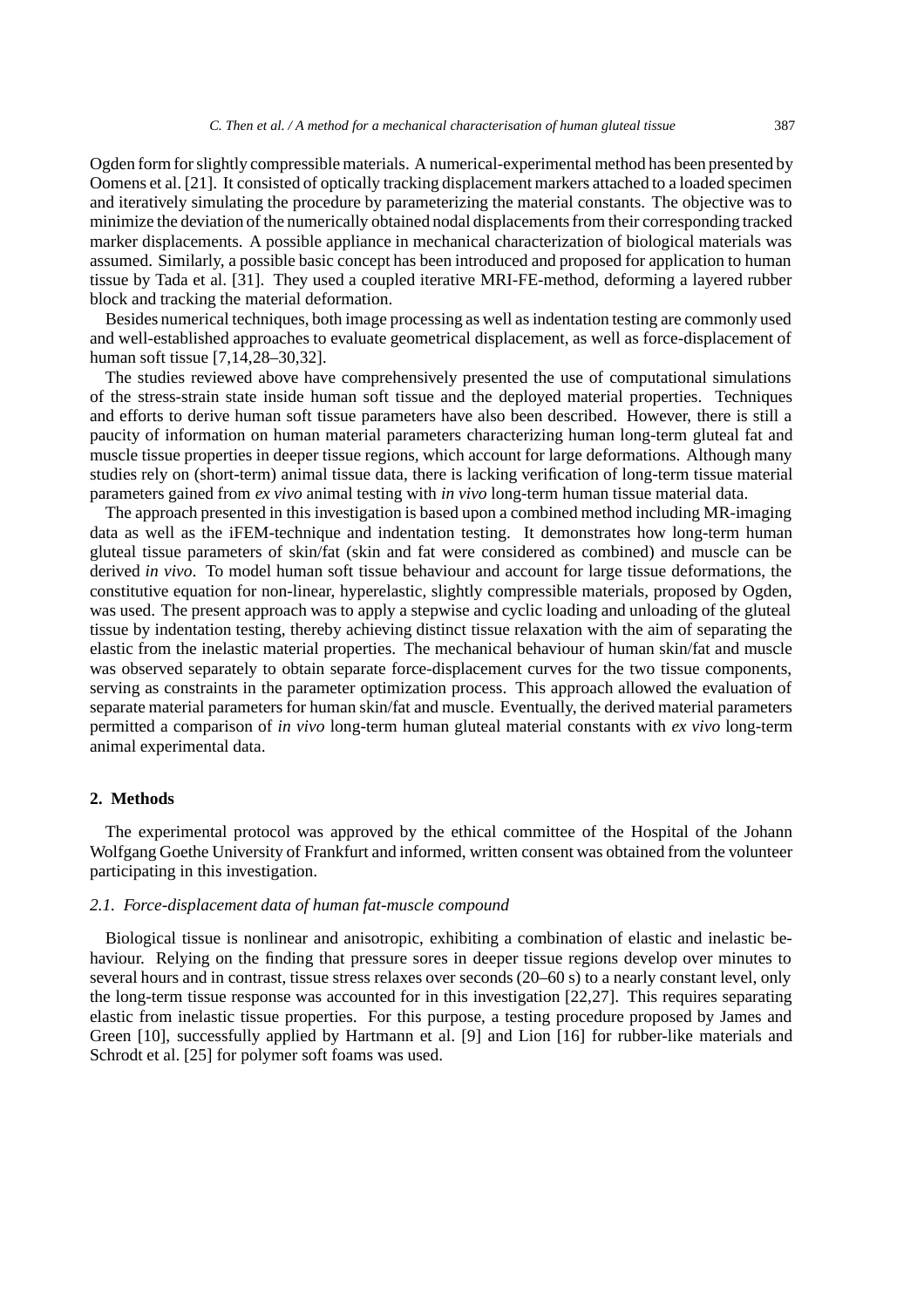Ogden form for slightly compressible materials. A numerical-experimental method has been presented by Oomens et al. [21]. It consisted of optically tracking displacement markers attached to a loaded specimen and iteratively simulating the procedure by parameterizing the material constants. The objective was to minimize the deviation of the numerically obtained nodal displacements from their corresponding tracked marker displacements. A possible appliance in mechanical characterization of biological materials was assumed. Similarly, a possible basic concept has been introduced and proposed for application to human tissue by Tada et al. [31]. They used a coupled iterative MRI-FE-method, deforming a layered rubber block and tracking the material deformation.

Besides numerical techniques, both image processing as well as indentation testing are commonly used and well-established approaches to evaluate geometrical displacement, as well as force-displacement of human soft tissue [7,14,28–30,32].

The studies reviewed above have comprehensively presented the use of computational simulations of the stress-strain state inside human soft tissue and the deployed material properties. Techniques and efforts to derive human soft tissue parameters have also been described. However, there is still a paucity of information on human material parameters characterizing human long-term gluteal fat and muscle tissue properties in deeper tissue regions, which account for large deformations. Although many studies rely on (short-term) animal tissue data, there is lacking verification of long-term tissue material parameters gained from *ex vivo* animal testing with *in vivo* long-term human tissue material data.

The approach presented in this investigation is based upon a combined method including MR-imaging data as well as the iFEM-technique and indentation testing. It demonstrates how long-term human gluteal tissue parameters of skin/fat (skin and fat were considered as combined) and muscle can be derived *in vivo*. To model human soft tissue behaviour and account for large tissue deformations, the constitutive equation for non-linear, hyperelastic, slightly compressible materials, proposed by Ogden, was used. The present approach was to apply a stepwise and cyclic loading and unloading of the gluteal tissue by indentation testing, thereby achieving distinct tissue relaxation with the aim of separating the elastic from the inelastic material properties. The mechanical behaviour of human skin/fat and muscle was observed separately to obtain separate force-displacement curves for the two tissue components, serving as constraints in the parameter optimization process. This approach allowed the evaluation of separate material parameters for human skin/fat and muscle. Eventually, the derived material parameters permitted a comparison of *in vivo* long-term human gluteal material constants with *ex vivo* long-term animal experimental data.

## 2. Methods

The experimental protocol was approved by the ethical committee of the Hospital of the Johann Wolfgang Goethe University of Frankfurt and informed, written consent was obtained from the volunteer participating in this investigation.

### *2.1. Force-displacement data of human fat-muscle compound*

Biological tissue is nonlinear and anisotropic, exhibiting a combination of elastic and inelastic behaviour. Relying on the finding that pressure sores in deeper tissue regions develop over minutes to several hours and in contrast, tissue stress relaxes over seconds (20–60 s) to a nearly constant level, only the long-term tissue response was accounted for in this investigation [22,27]. This requires separating elastic from inelastic tissue properties. For this purpose, a testing procedure proposed by James and Green [10], successfully applied by Hartmann et al. [9] and Lion [16] for rubber-like materials and Schrodt et al. [25] for polymer soft foams was used.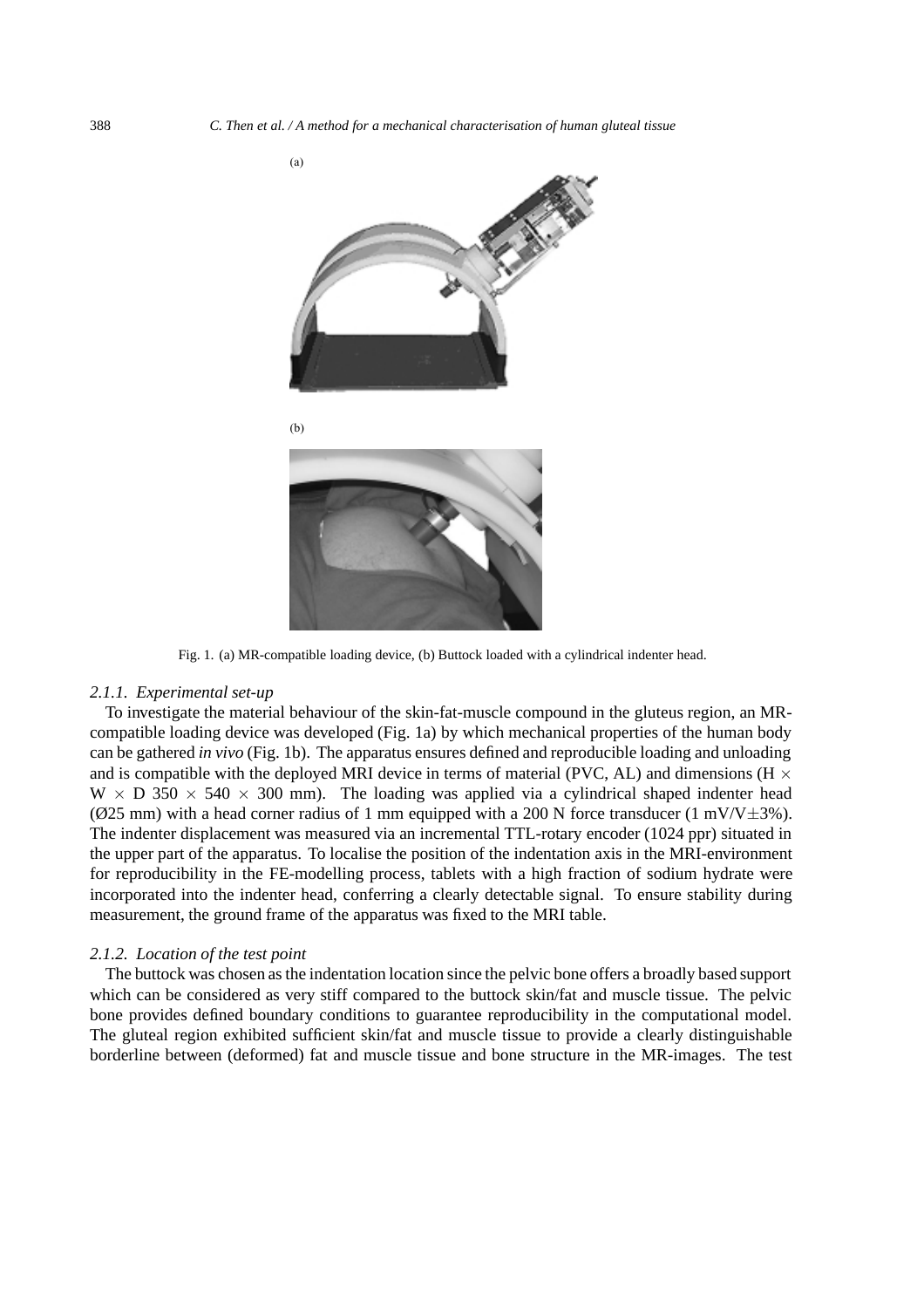(a)

(b)

Fig. 1. (a) MR-compatible loading device, (b) Buttock loaded with a cylindrical indenter head.

### *2.1.1. Experimental set-up*

To investigate the material behaviour of the skin-fat-muscle compound in the gluteus region, an MR-compatible loading device was developed (Fig. 1a) by which mechanical properties of the human body can be gathered *in vivo* (Fig. 1b). The apparatus ensures defined and reproducible loading and unloading and is compatible with the deployed MRI device in terms of material (PVC, AL) and dimensions (H $\times$ W $\times$ D 350 $\times$ 540 $\times$ 300 mm). The loading was applied via a cylindrical shaped indenter head (Ø25 mm) with a head corner radius of 1 mm equipped with a 200 N force transducer (1 mV/V$\pm$3%). The indenter displacement was measured via an incremental TTL-rotary encoder (1024 ppr) situated in the upper part of the apparatus. To localise the position of the indentation axis in the MRI-environment for reproducibility in the FE-modelling process, tablets with a high fraction of sodium hydrate were incorporated into the indenter head, conferring a clearly detectable signal. To ensure stability during measurement, the ground frame of the apparatus was fixed to the MRI table.

### *2.1.2. Location of the test point*

The buttock was chosen as the indentation location since the pelvic bone offers a broadly based support which can be considered as very stiff compared to the buttock skin/fat and muscle tissue. The pelvic bone provides defined boundary conditions to guarantee reproducibility in the computational model. The gluteal region exhibited sufficient skin/fat and muscle tissue to provide a clearly distinguishable borderline between (deformed) fat and muscle tissue and bone structure in the MR-images. The test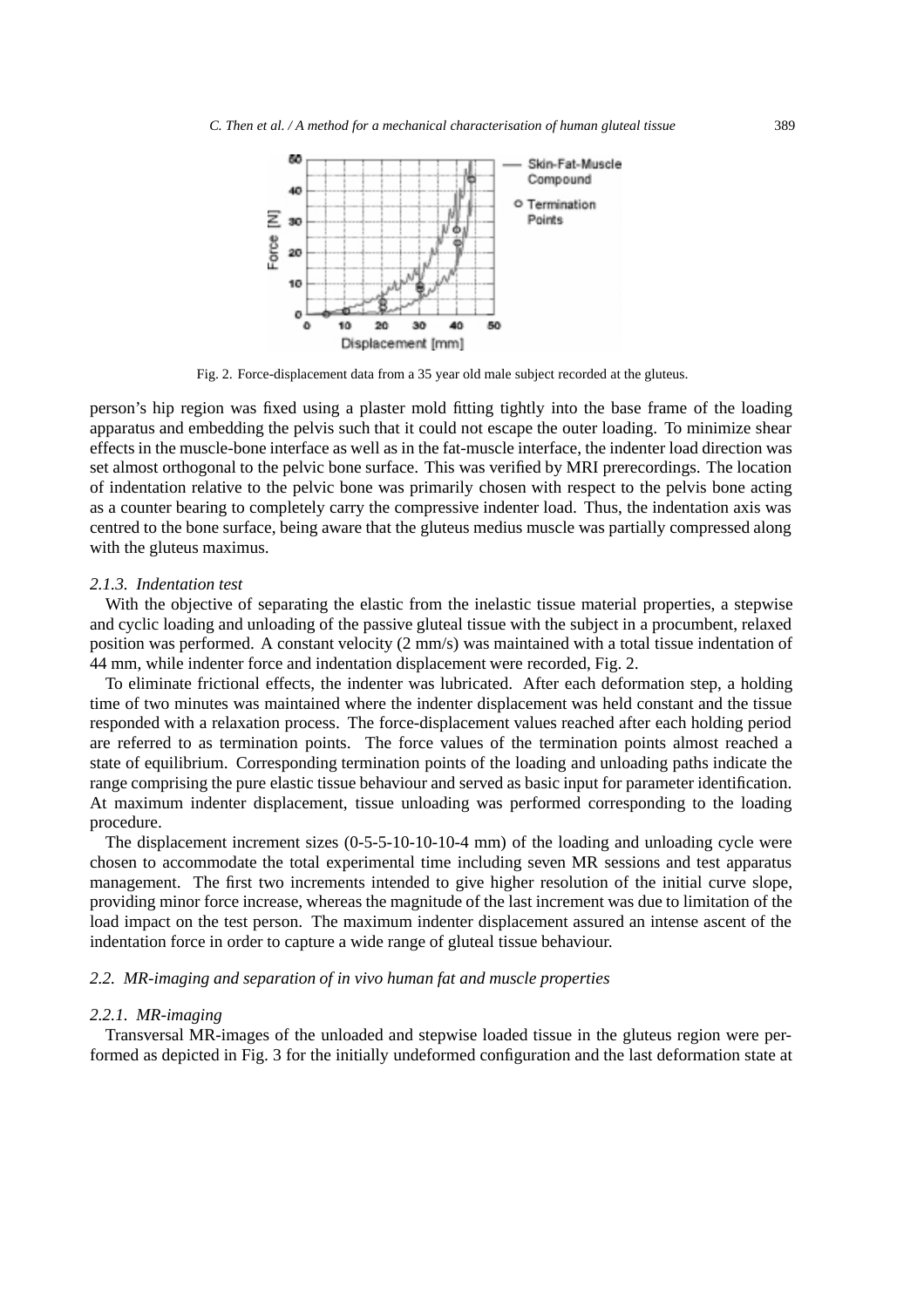Force [N]

60
40
30
20
10
0

0 10 20 30 40 50

Displacement [mm]

Skin-Fat-Muscle Compound

Termination Points

Fig. 2. Force-displacement data from a 35 year old male subject recorded at the gluteus.

person's hip region was fixed using a plaster mold fitting tightly into the base frame of the loading apparatus and embedding the pelvis such that it could not escape the outer loading. To minimize shear effects in the muscle-bone interface as well as in the fat-muscle interface, the indenter load direction was set almost orthogonal to the pelvic bone surface. This was verified by MRI prerecordings. The location of indentation relative to the pelvic bone was primarily chosen with respect to the pelvis bone acting as a counter bearing to completely carry the compressive indenter load. Thus, the indentation axis was centred to the bone surface, being aware that the gluteus medius muscle was partially compressed along with the gluteus maximus.

#### *2.1.3. Indentation test*

With the objective of separating the elastic from the inelastic tissue material properties, a stepwise and cyclic loading and unloading of the passive gluteal tissue with the subject in a procumbent, relaxed position was performed. A constant velocity (2 mm/s) was maintained with a total tissue indentation of 44 mm, while indenter force and indentation displacement were recorded, Fig. 2.

To eliminate frictional effects, the indenter was lubricated. After each deformation step, a holding time of two minutes was maintained where the indenter displacement was held constant and the tissue responded with a relaxation process. The force-displacement values reached after each holding period are referred to as termination points. The force values of the termination points almost reached a state of equilibrium. Corresponding termination points of the loading and unloading paths indicate the range comprising the pure elastic tissue behaviour and served as basic input for parameter identification. At maximum indenter displacement, tissue unloading was performed corresponding to the loading procedure.

The displacement increment sizes (0-5-5-10-10-10-4 mm) of the loading and unloading cycle were chosen to accommodate the total experimental time including seven MR sessions and test apparatus management. The first two increments intended to give higher resolution of the initial curve slope, providing minor force increase, whereas the magnitude of the last increment was due to limitation of the load impact on the test person. The maximum indenter displacement assured an intense ascent of the indentation force in order to capture a wide range of gluteal tissue behaviour.

### *2.2. MR-imaging and separation of in vivo human fat and muscle properties*

#### *2.2.1. MR-imaging*

Transversal MR-images of the unloaded and stepwise loaded tissue in the gluteus region were performed as depicted in Fig. 3 for the initially undeformed configuration and the last deformation state at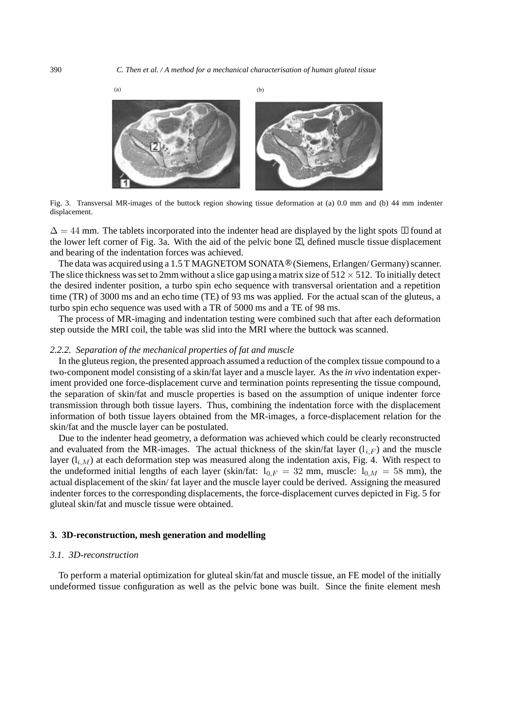Fig. 3. Transversal MR-images of the buttock region showing tissue deformation at (a) 0.0 mm and (b) 44 mm indenter displacement.

$\Delta = 44$ mm. The tablets incorporated into the indenter head are displayed by the light spots 1 found at the lower left corner of Fig. 3a. With the aid of the pelvic bone 2, defined muscle tissue displacement and bearing of the indentation forces was achieved.

The data was acquired using a 1.5 T MAGNETOM SONATA® (Siemens, Erlangen/ Germany) scanner. The slice thickness was set to 2mm without a slice gap using a matrix size of $512 \times 512$. To initially detect the desired indenter position, a turbo spin echo sequence with transversal orientation and a repetition time (TR) of 3000 ms and an echo time (TE) of 93 ms was applied. For the actual scan of the gluteus, a turbo spin echo sequence was used with a TR of 5000 ms and a TE of 98 ms.

The process of MR-imaging and indentation testing were combined such that after each deformation step outside the MRI coil, the table was slid into the MRI where the buttock was scanned.

#### *2.2.2. Separation of the mechanical properties of fat and muscle*

In the gluteus region, the presented approach assumed a reduction of the complex tissue compound to a two-component model consisting of a skin/fat layer and a muscle layer. As the *in vivo* indentation experiment provided one force-displacement curve and termination points representing the tissue compound, the separation of skin/fat and muscle properties is based on the assumption of unique indenter force transmission through both tissue layers. Thus, combining the indentation force with the displacement information of both tissue layers obtained from the MR-images, a force-displacement relation for the skin/fat and the muscle layer can be postulated.

Due to the indenter head geometry, a deformation was achieved which could be clearly reconstructed and evaluated from the MR-images. The actual thickness of the skin/fat layer ($l_{i,F}$) and the muscle layer ($l_{i,M}$) at each deformation step was measured along the indentation axis, Fig. 4. With respect to the undeformed initial lengths of each layer (skin/fat: $l_{0,F} = 32$ mm, muscle: $l_{0,M} = 58$ mm), the actual displacement of the skin/ fat layer and the muscle layer could be derived. Assigning the measured indenter forces to the corresponding displacements, the force-displacement curves depicted in Fig. 5 for gluteal skin/fat and muscle tissue were obtained.

## 3. 3D-reconstruction, mesh generation and modelling

### *3.1. 3D-reconstruction*

To perform a material optimization for gluteal skin/fat and muscle tissue, an FE model of the initially undeformed tissue configuration as well as the pelvic bone was built. Since the finite element mesh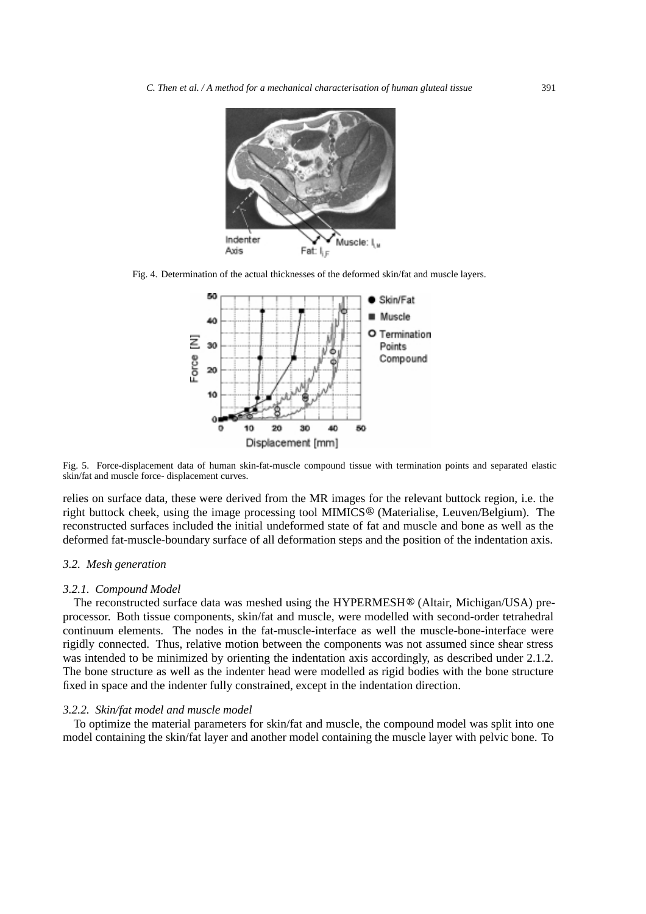Fig. 4. Determination of the actual thicknesses of the deformed skin/fat and muscle layers.

Fig. 5. Force-displacement data of human skin-fat-muscle compound tissue with termination points and separated elastic skin/fat and muscle force- displacement curves.

relies on surface data, these were derived from the MR images for the relevant buttock region, i.e. the right buttock cheek, using the image processing tool MIMICS® (Materialise, Leuven/Belgium). The reconstructed surfaces included the initial undeformed state of fat and muscle and bone as well as the deformed fat-muscle-boundary surface of all deformation steps and the position of the indentation axis.

### *3.2. Mesh generation*

#### *3.2.1. Compound Model*

The reconstructed surface data was meshed using the HYPERMESH® (Altair, Michigan/USA) pre-processor. Both tissue components, skin/fat and muscle, were modelled with second-order tetrahedral continuum elements. The nodes in the fat-muscle-interface as well the muscle-bone-interface were rigidly connected. Thus, relative motion between the components was not assumed since shear stress was intended to be minimized by orienting the indentation axis accordingly, as described under 2.1.2. The bone structure as well as the indenter head were modelled as rigid bodies with the bone structure fixed in space and the indenter fully constrained, except in the indentation direction.

#### *3.2.2. Skin/fat model and muscle model*

To optimize the material parameters for skin/fat and muscle, the compound model was split into one model containing the skin/fat layer and another model containing the muscle layer with pelvic bone. To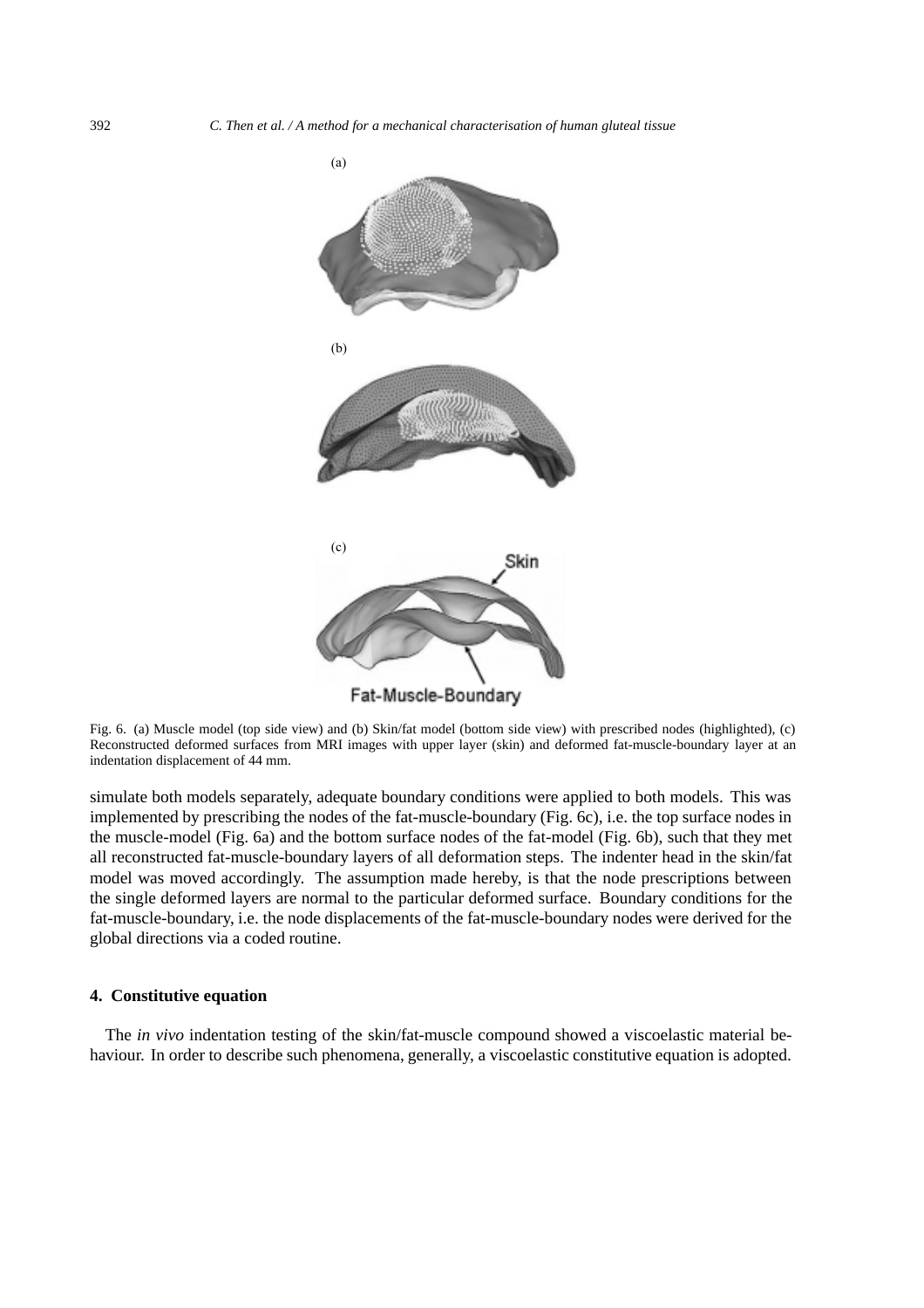(a)

(b)

(c)

Fig. 6. (a) Muscle model (top side view) and (b) Skin/fat model (bottom side view) with prescribed nodes (highlighted), (c) Reconstructed deformed surfaces from MRI images with upper layer (skin) and deformed fat-muscle-boundary layer at an indentation displacement of 44 mm.

simulate both models separately, adequate boundary conditions were applied to both models. This was implemented by prescribing the nodes of the fat-muscle-boundary (Fig. 6c), i.e. the top surface nodes in the muscle-model (Fig. 6a) and the bottom surface nodes of the fat-model (Fig. 6b), such that they met all reconstructed fat-muscle-boundary layers of all deformation steps. The indenter head in the skin/fat model was moved accordingly. The assumption made hereby, is that the node prescriptions between the single deformed layers are normal to the particular deformed surface. Boundary conditions for the fat-muscle-boundary, i.e. the node displacements of the fat-muscle-boundary nodes were derived for the global directions via a coded routine.

## 4. Constitutive equation

The *in vivo* indentation testing of the skin/fat-muscle compound showed a viscoelastic material behaviour. In order to describe such phenomena, generally, a viscoelastic constitutive equation is adopted.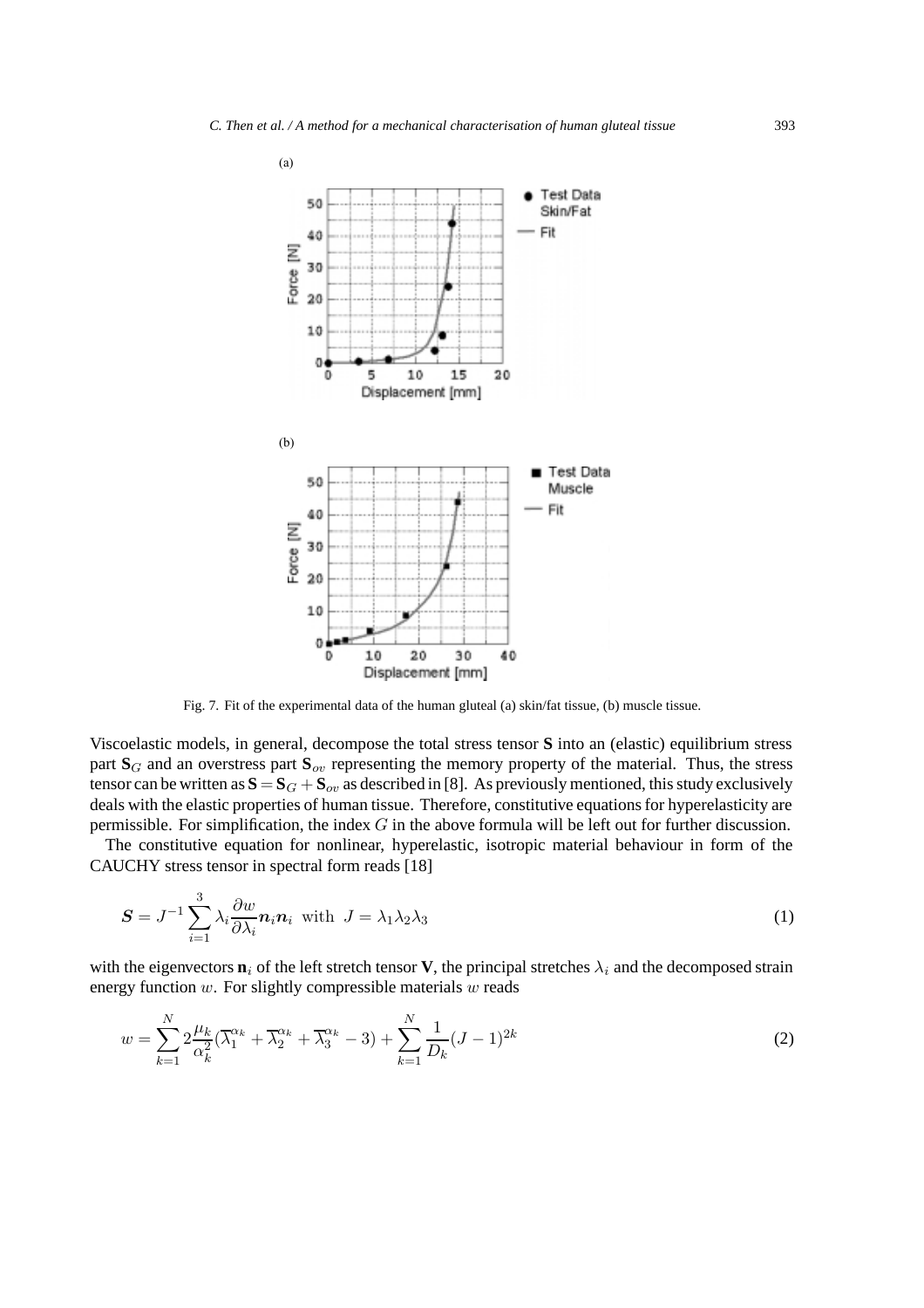Fig. 7. Fit of the experimental data of the human gluteal (a) skin/fat tissue, (b) muscle tissue.

Viscoelastic models, in general, decompose the total stress tensor **S** into an (elastic) equilibrium stress part $\mathbf{S}_G$ and an overstress part $\mathbf{S}_{ov}$ representing the memory property of the material. Thus, the stress tensor can be written as $\mathbf{S} = \mathbf{S}_G + \mathbf{S}_{ov}$ as described in [8]. As previously mentioned, this study exclusively deals with the elastic properties of human tissue. Therefore, constitutive equations for hyperelasticity are permissible. For simplification, the index $G$ in the above formula will be left out for further discussion.

The constitutive equation for nonlinear, hyperelastic, isotropic material behaviour in form of the CAUCHY stress tensor in spectral form reads [18]

$$\boldsymbol{S} = J^{-1} \sum_{i=1}^{3} \lambda_i \frac{\partial w}{\partial \lambda_i} \boldsymbol{n}_i \boldsymbol{n}_i \ \text{ with } \ J = \lambda_1 \lambda_2 \lambda_3 \tag{1}$$

with the eigenvectors $\mathbf{n}_i$ of the left stretch tensor **V**, the principal stretches $\lambda_i$ and the decomposed strain energy function $w$. For slightly compressible materials $w$ reads

$$w = \sum_{k=1}^{N} 2\frac{\mu_k}{\alpha_k^2}(\overline{\lambda}_1^{\alpha_k} + \overline{\lambda}_2^{\alpha_k} + \overline{\lambda}_3^{\alpha_k} - 3) + \sum_{k=1}^{N} \frac{1}{D_k}(J-1)^{2k} \tag{2}$$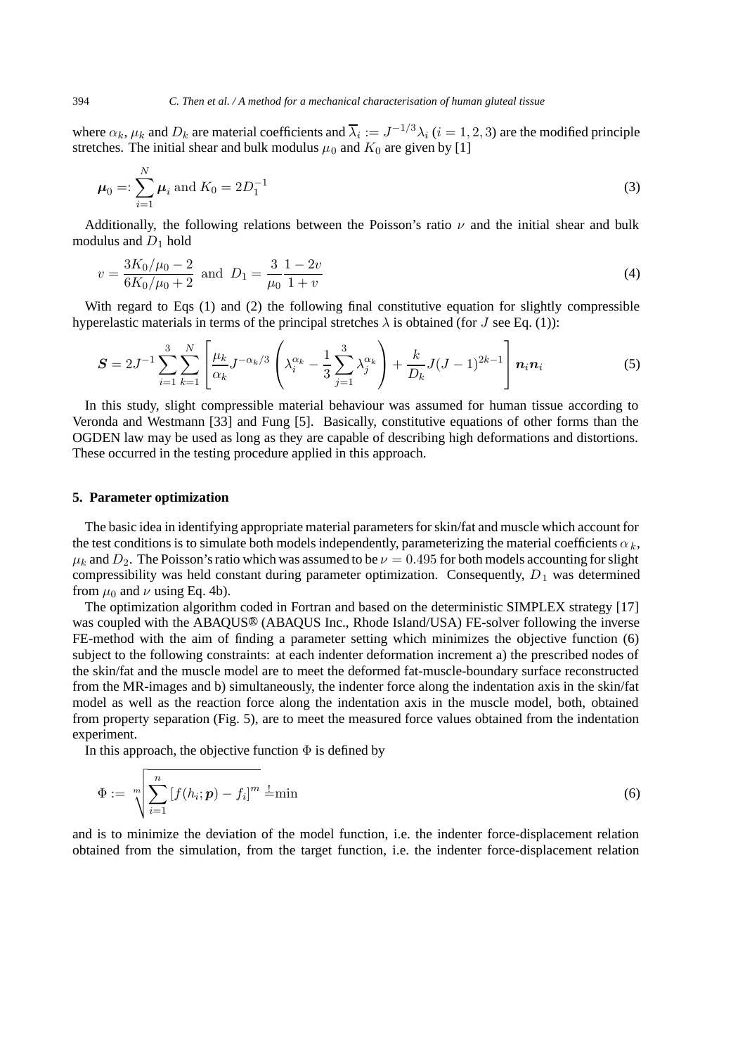where $\alpha_k$, $\mu_k$ and $D_k$ are material coefficients and $\overline{\lambda}_i := J^{-1/3}\lambda_i$ $(i = 1, 2, 3)$ are the modified principle stretches. The initial shear and bulk modulus $\mu_0$ and $K_0$ are given by [1]

$$\boldsymbol{\mu}_0 =: \sum_{i=1}^{N} \boldsymbol{\mu}_i \text{ and } K_0 = 2D_1^{-1} \tag{3}$$

Additionally, the following relations between the Poisson's ratio $\nu$ and the initial shear and bulk modulus and $D_1$ hold

$$v = \frac{3K_0/\mu_0 - 2}{6K_0/\mu_0 + 2} \text{ and } D_1 = \frac{3}{\mu_0}\frac{1-2v}{1+v} \tag{4}$$

With regard to Eqs (1) and (2) the following final constitutive equation for slightly compressible hyperelastic materials in terms of the principal stretches $\lambda$ is obtained (for $J$ see Eq. (1)):

$$\boldsymbol{S} = 2J^{-1}\sum_{i=1}^{3}\sum_{k=1}^{N}\left[\frac{\mu_k}{\alpha_k}J^{-\alpha_k/3}\left(\lambda_i^{\alpha_k} - \frac{1}{3}\sum_{j=1}^{3}\lambda_j^{\alpha_k}\right) + \frac{k}{D_k}J(J-1)^{2k-1}\right]\boldsymbol{n}_i\boldsymbol{n}_i \tag{5}$$

In this study, slight compressible material behaviour was assumed for human tissue according to Veronda and Westmann [33] and Fung [5]. Basically, constitutive equations of other forms than the OGDEN law may be used as long as they are capable of describing high deformations and distortions. These occurred in the testing procedure applied in this approach.

## 5. Parameter optimization

The basic idea in identifying appropriate material parameters for skin/fat and muscle which account for the test conditions is to simulate both models independently, parameterizing the material coefficients $\alpha_k$, $\mu_k$ and $D_2$. The Poisson's ratio which was assumed to be $\nu = 0.495$ for both models accounting for slight compressibility was held constant during parameter optimization. Consequently, $D_1$ was determined from $\mu_0$ and $\nu$ using Eq. 4b).

The optimization algorithm coded in Fortran and based on the deterministic SIMPLEX strategy [17] was coupled with the ABAQUS® (ABAQUS Inc., Rhode Island/USA) FE-solver following the inverse FE-method with the aim of finding a parameter setting which minimizes the objective function (6) subject to the following constraints: at each indenter deformation increment a) the prescribed nodes of the skin/fat and the muscle model are to meet the deformed fat-muscle-boundary surface reconstructed from the MR-images and b) simultaneously, the indenter force along the indentation axis in the skin/fat model as well as the reaction force along the indentation axis in the muscle model, both, obtained from property separation (Fig. 5), are to meet the measured force values obtained from the indentation experiment.

In this approach, the objective function $\Phi$ is defined by

$$\Phi := \sqrt[m]{\sum_{i=1}^{n}\left[f(h_i;\boldsymbol{p}) - f_i\right]^m} \stackrel{!}{=} \min \tag{6}$$

and is to minimize the deviation of the model function, i.e. the indenter force-displacement relation obtained from the simulation, from the target function, i.e. the indenter force-displacement relation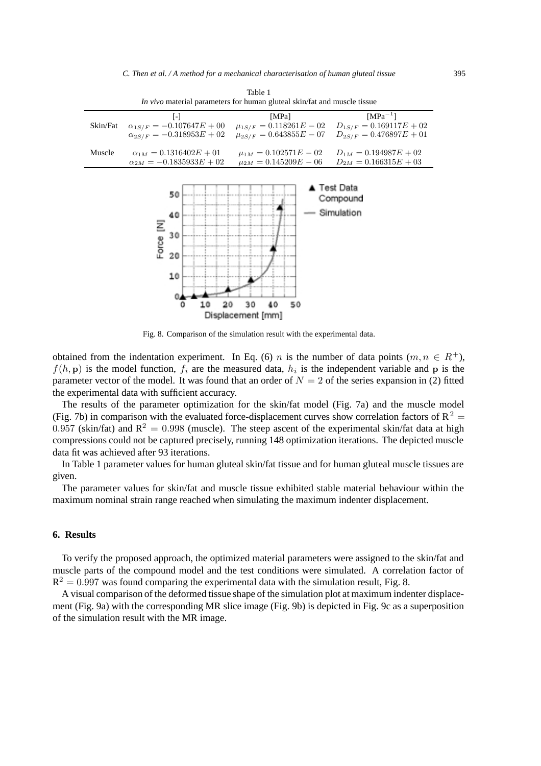Table 1

*In vivo* material parameters for human gluteal skin/fat and muscle tissue

| | [-] | [MPa] | [MPa$^{-1}$] |
|---|---|---|---|
| Skin/Fat | $\alpha_{1S/F} = -0.107647E+00$ | $\mu_{1S/F} = 0.118261E-02$ | $D_{1S/F} = 0.169117E+02$ |
| | $\alpha_{2S/F} = -0.318953E+02$ | $\mu_{2S/F} = 0.643855E-07$ | $D_{2S/F} = 0.476897E+01$ |
| Muscle | $\alpha_{1M} = 0.1316402E+01$ | $\mu_{1M} = 0.102571E-02$ | $D_{1M} = 0.194987E+02$ |
| | $\alpha_{2M} = -0.1835933E+02$ | $\mu_{2M} = 0.145209E-06$ | $D_{2M} = 0.166315E+03$ |

Fig. 8. Comparison of the simulation result with the experimental data.

obtained from the indentation experiment. In Eq. (6) $n$ is the number of data points ($m, n \in R^+$), $f(h, \mathbf{p})$ is the model function, $f_i$ are the measured data, $h_i$ is the independent variable and $\mathbf{p}$ is the parameter vector of the model. It was found that an order of $N = 2$ of the series expansion in (2) fitted the experimental data with sufficient accuracy.

The results of the parameter optimization for the skin/fat model (Fig. 7a) and the muscle model (Fig. 7b) in comparison with the evaluated force-displacement curves show correlation factors of $R^2 = 0.957$ (skin/fat) and $R^2 = 0.998$ (muscle). The steep ascent of the experimental skin/fat data at high compressions could not be captured precisely, running 148 optimization iterations. The depicted muscle data fit was achieved after 93 iterations.

In Table 1 parameter values for human gluteal skin/fat tissue and for human gluteal muscle tissues are given.

The parameter values for skin/fat and muscle tissue exhibited stable material behaviour within the maximum nominal strain range reached when simulating the maximum indenter displacement.

## 6. Results

To verify the proposed approach, the optimized material parameters were assigned to the skin/fat and muscle parts of the compound model and the test conditions were simulated. A correlation factor of $R^2 = 0.997$ was found comparing the experimental data with the simulation result, Fig. 8.

A visual comparison of the deformed tissue shape of the simulation plot at maximum indenter displacement (Fig. 9a) with the corresponding MR slice image (Fig. 9b) is depicted in Fig. 9c as a superposition of the simulation result with the MR image.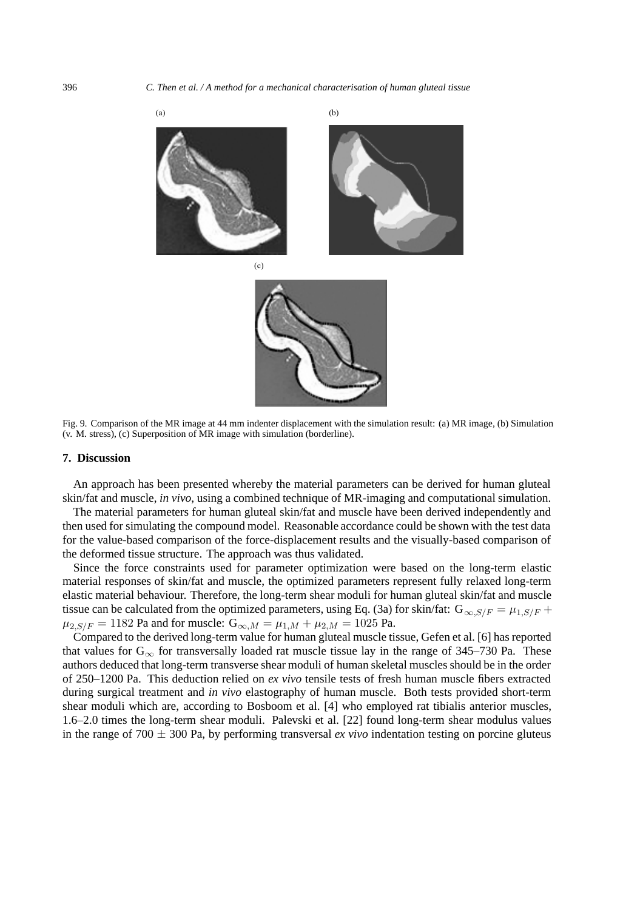Fig. 9. Comparison of the MR image at 44 mm indenter displacement with the simulation result: (a) MR image, (b) Simulation (v. M. stress), (c) Superposition of MR image with simulation (borderline).

## 7. Discussion

An approach has been presented whereby the material parameters can be derived for human gluteal skin/fat and muscle, *in vivo*, using a combined technique of MR-imaging and computational simulation.

The material parameters for human gluteal skin/fat and muscle have been derived independently and then used for simulating the compound model. Reasonable accordance could be shown with the test data for the value-based comparison of the force-displacement results and the visually-based comparison of the deformed tissue structure. The approach was thus validated.

Since the force constraints used for parameter optimization were based on the long-term elastic material responses of skin/fat and muscle, the optimized parameters represent fully relaxed long-term elastic material behaviour. Therefore, the long-term shear moduli for human gluteal skin/fat and muscle tissue can be calculated from the optimized parameters, using Eq. (3a) for skin/fat: $G_{\infty,S/F} = \mu_{1,S/F} + \mu_{2,S/F} = 1182$ Pa and for muscle: $G_{\infty,M} = \mu_{1,M} + \mu_{2,M} = 1025$ Pa.

Compared to the derived long-term value for human gluteal muscle tissue, Gefen et al. [6] has reported that values for $G_{\infty}$ for transversally loaded rat muscle tissue lay in the range of 345–730 Pa. These authors deduced that long-term transverse shear moduli of human skeletal muscles should be in the order of 250–1200 Pa. This deduction relied on *ex vivo* tensile tests of fresh human muscle fibers extracted during surgical treatment and *in vivo* elastography of human muscle. Both tests provided short-term shear moduli which are, according to Bosboom et al. [4] who employed rat tibialis anterior muscles, 1.6–2.0 times the long-term shear moduli. Palevski et al. [22] found long-term shear modulus values in the range of 700 $\pm$ 300 Pa, by performing transversal *ex vivo* indentation testing on porcine gluteus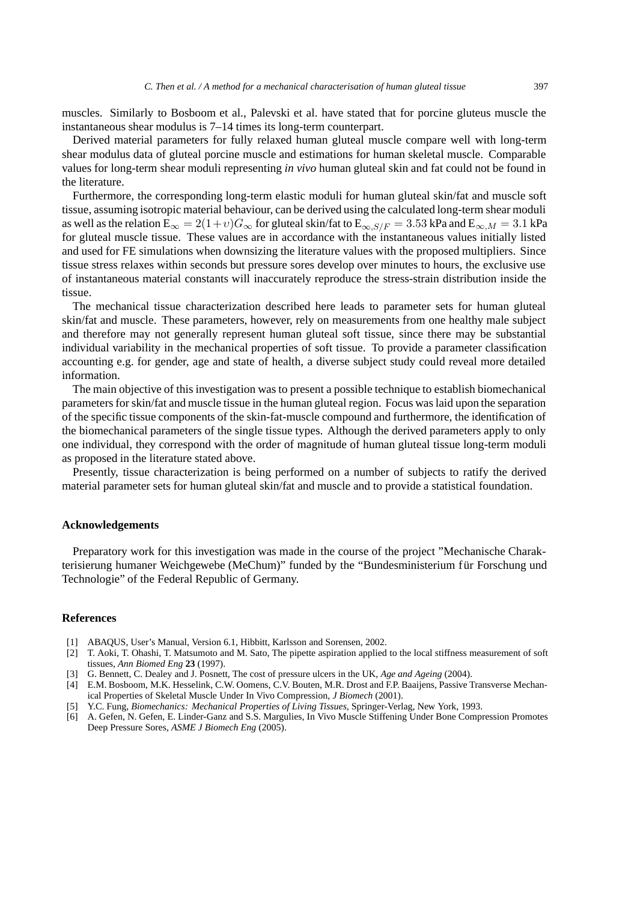muscles. Similarly to Bosboom et al., Palevski et al. have stated that for porcine gluteus muscle the instantaneous shear modulus is 7–14 times its long-term counterpart.

Derived material parameters for fully relaxed human gluteal muscle compare well with long-term shear modulus data of gluteal porcine muscle and estimations for human skeletal muscle. Comparable values for long-term shear moduli representing *in vivo* human gluteal skin and fat could not be found in the literature.

Furthermore, the corresponding long-term elastic moduli for human gluteal skin/fat and muscle soft tissue, assuming isotropic material behaviour, can be derived using the calculated long-term shear moduli as well as the relation $E_\infty = 2(1+v)G_\infty$ for gluteal skin/fat to $E_{\infty,S/F} = 3.53$ kPa and $E_{\infty,M} = 3.1$ kPa for gluteal muscle tissue. These values are in accordance with the instantaneous values initially listed and used for FE simulations when downsizing the literature values with the proposed multipliers. Since tissue stress relaxes within seconds but pressure sores develop over minutes to hours, the exclusive use of instantaneous material constants will inaccurately reproduce the stress-strain distribution inside the tissue.

The mechanical tissue characterization described here leads to parameter sets for human gluteal skin/fat and muscle. These parameters, however, rely on measurements from one healthy male subject and therefore may not generally represent human gluteal soft tissue, since there may be substantial individual variability in the mechanical properties of soft tissue. To provide a parameter classification accounting e.g. for gender, age and state of health, a diverse subject study could reveal more detailed information.

The main objective of this investigation was to present a possible technique to establish biomechanical parameters for skin/fat and muscle tissue in the human gluteal region. Focus was laid upon the separation of the specific tissue components of the skin-fat-muscle compound and furthermore, the identification of the biomechanical parameters of the single tissue types. Although the derived parameters apply to only one individual, they correspond with the order of magnitude of human gluteal tissue long-term moduli as proposed in the literature stated above.

Presently, tissue characterization is being performed on a number of subjects to ratify the derived material parameter sets for human gluteal skin/fat and muscle and to provide a statistical foundation.

## Acknowledgements

Preparatory work for this investigation was made in the course of the project "Mechanische Charakterisierung humaner Weichgewebe (MeChum)" funded by the "Bundesministerium für Forschung und Technologie" of the Federal Republic of Germany.

## References

[1] ABAQUS, User's Manual, Version 6.1, Hibbitt, Karlsson and Sorensen, 2002.

[2] T. Aoki, T. Ohashi, T. Matsumoto and M. Sato, The pipette aspiration applied to the local stiffness measurement of soft tissues, *Ann Biomed Eng* **23** (1997).

[3] G. Bennett, C. Dealey and J. Posnett, The cost of pressure ulcers in the UK, *Age and Ageing* (2004).

[4] E.M. Bosboom, M.K. Hesselink, C.W. Oomens, C.V. Bouten, M.R. Drost and F.P. Baaijens, Passive Transverse Mechanical Properties of Skeletal Muscle Under In Vivo Compression, *J Biomech* (2001).

[5] Y.C. Fung, *Biomechanics: Mechanical Properties of Living Tissues,* Springer-Verlag, New York, 1993.

[6] A. Gefen, N. Gefen, E. Linder-Ganz and S.S. Margulies, In Vivo Muscle Stiffening Under Bone Compression Promotes Deep Pressure Sores, *ASME J Biomech Eng* (2005).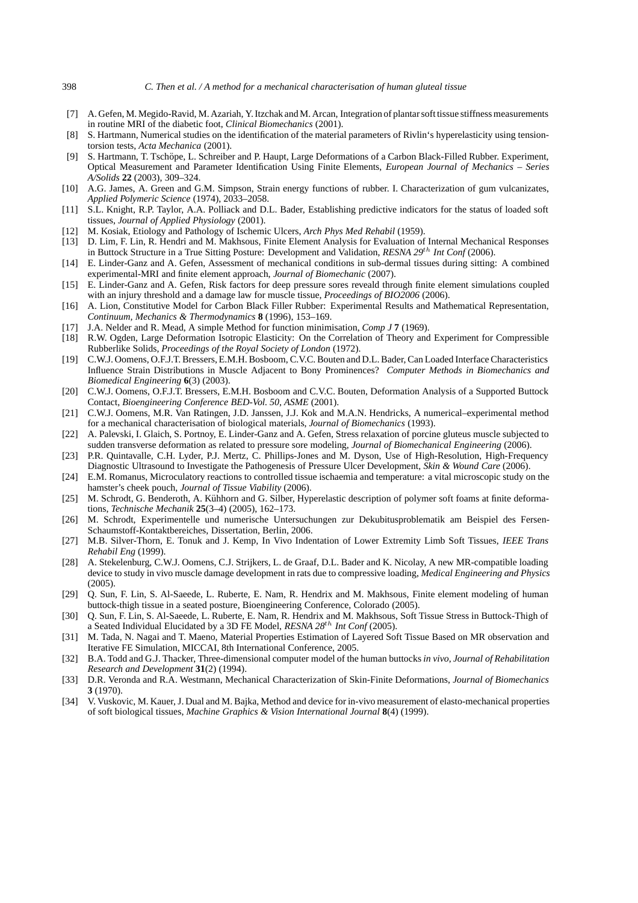[7] A. Gefen, M. Megido-Ravid, M. Azariah, Y. Itzchak and M. Arcan, Integration of plantar soft tissue stiffness measurements in routine MRI of the diabetic foot, *Clinical Biomechanics* (2001).

[8] S. Hartmann, Numerical studies on the identification of the material parameters of Rivlin‘s hyperelasticity using tension-torsion tests, *Acta Mechanica* (2001).

[9] S. Hartmann, T. Tschöpe, L. Schreiber and P. Haupt, Large Deformations of a Carbon Black-Filled Rubber. Experiment, Optical Measurement and Parameter Identification Using Finite Elements, *European Journal of Mechanics – Series A/Solids* **22** (2003), 309–324.

[10] A.G. James, A. Green and G.M. Simpson, Strain energy functions of rubber. I. Characterization of gum vulcanizates, *Applied Polymeric Science* (1974), 2033–2058.

[11] S.L. Knight, R.P. Taylor, A.A. Polliack and D.L. Bader, Establishing predictive indicators for the status of loaded soft tissues, *Journal of Applied Physiology* (2001).

[12] M. Kosiak, Etiology and Pathology of Ischemic Ulcers, *Arch Phys Med Rehabil* (1959).

[13] D. Lim, F. Lin, R. Hendri and M. Makhsous, Finite Element Analysis for Evaluation of Internal Mechanical Responses in Buttock Structure in a True Sitting Posture: Development and Validation, *RESNA 29$^{th}$ Int Conf* (2006).

[14] E. Linder-Ganz and A. Gefen, Assessment of mechanical conditions in sub-dermal tissues during sitting: A combined experimental-MRI and finite element approach, *Journal of Biomechanic* (2007).

[15] E. Linder-Ganz and A. Gefen, Risk factors for deep pressure sores reveald through finite element simulations coupled with an injury threshold and a damage law for muscle tissue, *Proceedings of BIO2006* (2006).

[16] A. Lion, Constitutive Model for Carbon Black Filler Rubber: Experimental Results and Mathematical Representation, *Continuum, Mechanics & Thermodynamics* **8** (1996), 153–169.

[17] J.A. Nelder and R. Mead, A simple Method for function minimisation, *Comp J* **7** (1969).

[18] R.W. Ogden, Large Deformation Isotropic Elasticity: On the Correlation of Theory and Experiment for Compressible Rubberlike Solids, *Proceedings of the Royal Society of London* (1972).

[19] C.W.J. Oomens, O.F.J.T. Bressers, E.M.H. Bosboom, C.V.C. Bouten and D.L. Bader, Can Loaded Interface Characteristics Influence Strain Distributions in Muscle Adjacent to Bony Prominences? *Computer Methods in Biomechanics and Biomedical Engineering* **6**(3) (2003).

[20] C.W.J. Oomens, O.F.J.T. Bressers, E.M.H. Bosboom and C.V.C. Bouten, Deformation Analysis of a Supported Buttock Contact, *Bioengineering Conference BED-Vol. 50, ASME* (2001).

[21] C.W.J. Oomens, M.R. Van Ratingen, J.D. Janssen, J.J. Kok and M.A.N. Hendricks, A numerical–experimental method for a mechanical characterisation of biological materials, *Journal of Biomechanics* (1993).

[22] A. Palevski, I. Glaich, S. Portnoy, E. Linder-Ganz and A. Gefen, Stress relaxation of porcine gluteus muscle subjected to sudden transverse deformation as related to pressure sore modeling, *Journal of Biomechanical Engineering* (2006).

[23] P.R. Quintavalle, C.H. Lyder, P.J. Mertz, C. Phillips-Jones and M. Dyson, Use of High-Resolution, High-Frequency Diagnostic Ultrasound to Investigate the Pathogenesis of Pressure Ulcer Development, *Skin & Wound Care* (2006).

[24] E.M. Romanus, Microculatory reactions to controlled tissue ischaemia and temperature: a vital microscopic study on the hamster's cheek pouch, *Journal of Tissue Viability* (2006).

[25] M. Schrodt, G. Benderoth, A. Kühhorn and G. Silber, Hyperelastic description of polymer soft foams at finite deformations, *Technische Mechanik* **25**(3–4) (2005), 162–173.

[26] M. Schrodt, Experimentelle und numerische Untersuchungen zur Dekubitusproblematik am Beispiel des Fersen-Schaumstoff-Kontaktbereiches, Dissertation, Berlin, 2006.

[27] M.B. Silver-Thorn, E. Tonuk and J. Kemp, In Vivo Indentation of Lower Extremity Limb Soft Tissues, *IEEE Trans Rehabil Eng* (1999).

[28] A. Stekelenburg, C.W.J. Oomens, C.J. Strijkers, L. de Graaf, D.L. Bader and K. Nicolay, A new MR-compatible loading device to study in vivo muscle damage development in rats due to compressive loading, *Medical Engineering and Physics* (2005).

[29] Q. Sun, F. Lin, S. Al-Saeede, L. Ruberte, E. Nam, R. Hendrix and M. Makhsous, Finite element modeling of human buttock-thigh tissue in a seated posture, Bioengineering Conference, Colorado (2005).

[30] Q. Sun, F. Lin, S. Al-Saeede, L. Ruberte, E. Nam, R. Hendrix and M. Makhsous, Soft Tissue Stress in Buttock-Thigh of a Seated Individual Elucidated by a 3D FE Model, *RESNA 28$^{th}$ Int Conf* (2005).

[31] M. Tada, N. Nagai and T. Maeno, Material Properties Estimation of Layered Soft Tissue Based on MR observation and Iterative FE Simulation, MICCAI, 8th International Conference, 2005.

[32] B.A. Todd and G.J. Thacker, Three-dimensional computer model of the human buttocks *in vivo*, *Journal of Rehabilitation Research and Development* **31**(2) (1994).

[33] D.R. Veronda and R.A. Westmann, Mechanical Characterization of Skin-Finite Deformations, *Journal of Biomechanics* **3** (1970).

[34] V. Vuskovic, M. Kauer, J. Dual and M. Bajka, Method and device for in-vivo measurement of elasto-mechanical properties of soft biological tissues, *Machine Graphics & Vision International Journal* **8**(4) (1999).